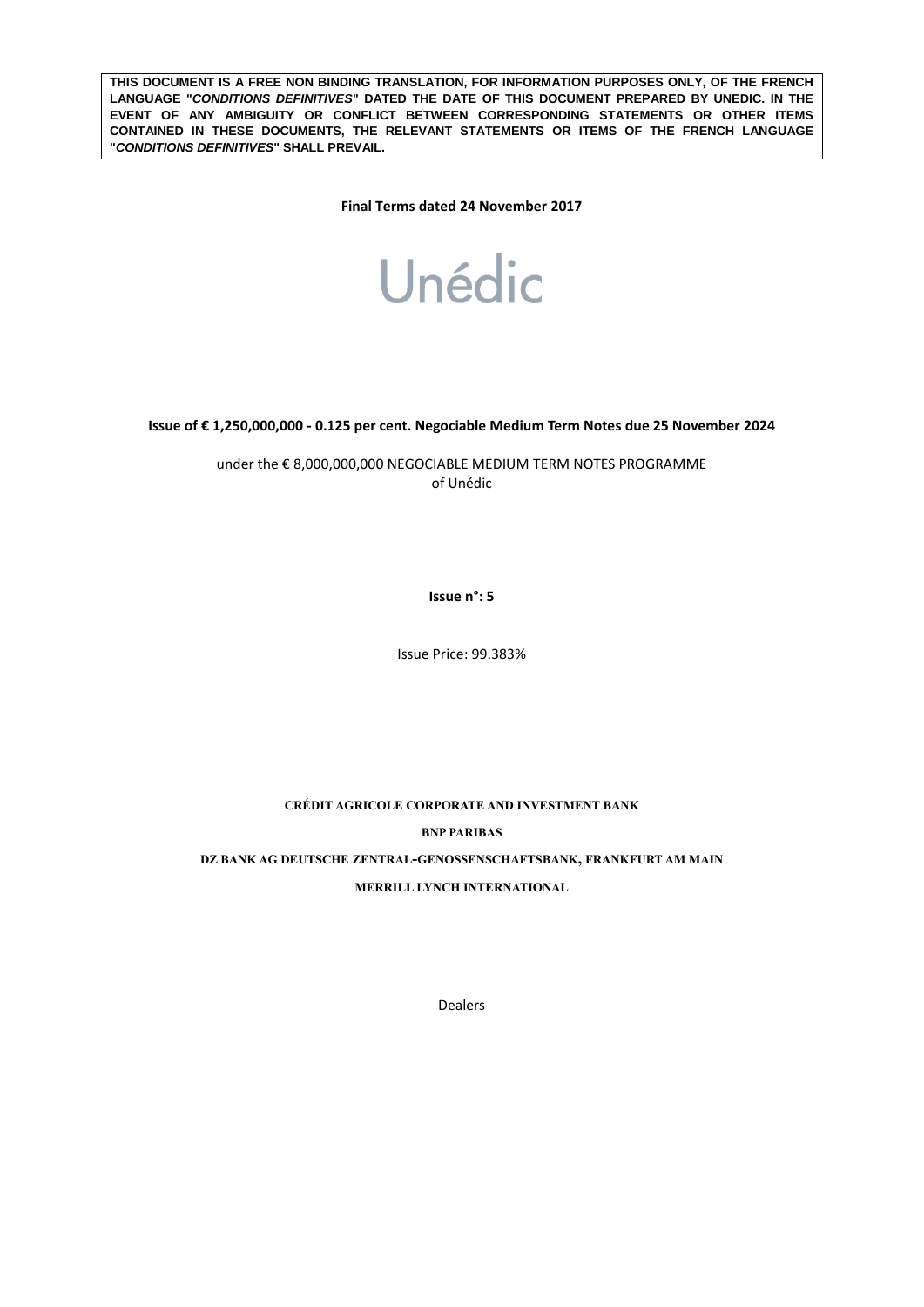**THIS DOCUMENT IS A FREE NON BINDING TRANSLATION, FOR INFORMATION PURPOSES ONLY, OF THE FRENCH LANGUAGE "*CONDITIONS DEFINITIVES*" DATED THE DATE OF THIS DOCUMENT PREPARED BY UNEDIC. IN THE EVENT OF ANY AMBIGUITY OR CONFLICT BETWEEN CORRESPONDING STATEMENTS OR OTHER ITEMS CONTAINED IN THESE DOCUMENTS, THE RELEVANT STATEMENTS OR ITEMS OF THE FRENCH LANGUAGE "*CONDITIONS DEFINITIVES*" SHALL PREVAIL.**

**Final Terms dated 24 November 2017**

# Unédic

**Issue of € 1,250,000,000 - 0.125 per cent. Negociable Medium Term Notes due 25 November 2024**

under the € 8,000,000,000 NEGOCIABLE MEDIUM TERM NOTES PROGRAMME
of Unédic

**Issue n°: 5**

Issue Price: 99.383%

**CRÉDIT AGRICOLE CORPORATE AND INVESTMENT BANK**

**BNP PARIBAS**

**DZ BANK AG DEUTSCHE ZENTRAL-GENOSSENSCHAFTSBANK, FRANKFURT AM MAIN**

**MERRILL LYNCH INTERNATIONAL**

Dealers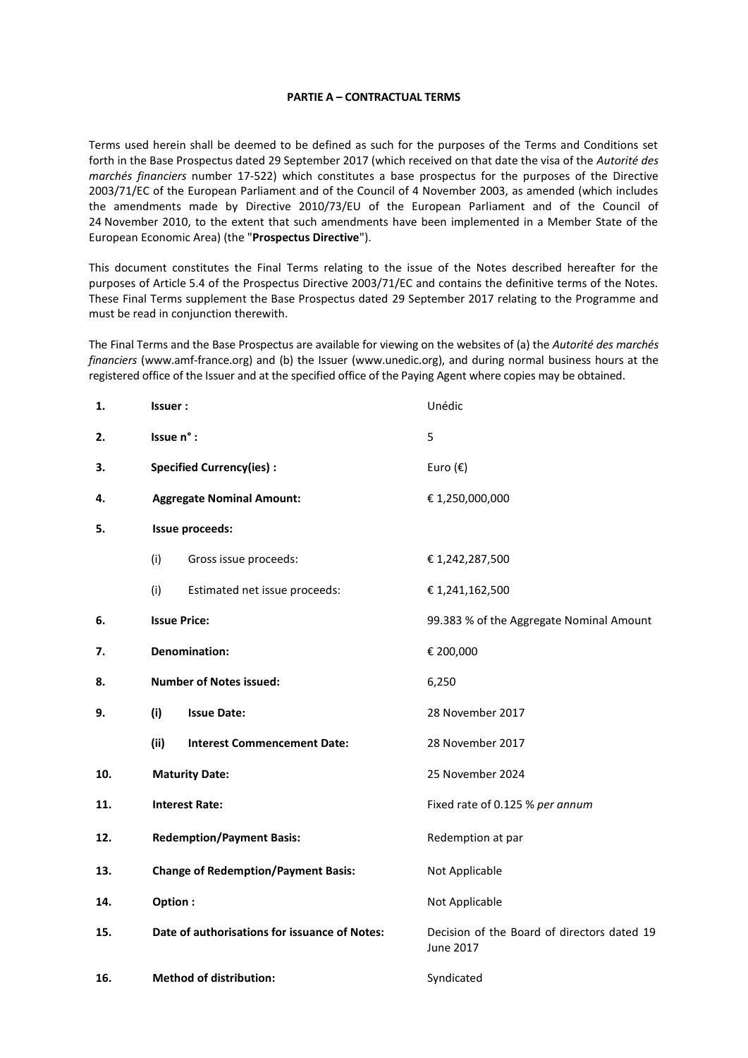**PARTIE A – CONTRACTUAL TERMS**

Terms used herein shall be deemed to be defined as such for the purposes of the Terms and Conditions set forth in the Base Prospectus dated 29 September 2017 (which received on that date the visa of the *Autorité des marchés financiers* number 17-522) which constitutes a base prospectus for the purposes of the Directive 2003/71/EC of the European Parliament and of the Council of 4 November 2003, as amended (which includes the amendments made by Directive 2010/73/EU of the European Parliament and of the Council of 24 November 2010, to the extent that such amendments have been implemented in a Member State of the European Economic Area) (the "**Prospectus Directive**").

This document constitutes the Final Terms relating to the issue of the Notes described hereafter for the purposes of Article 5.4 of the Prospectus Directive 2003/71/EC and contains the definitive terms of the Notes. These Final Terms supplement the Base Prospectus dated 29 September 2017 relating to the Programme and must be read in conjunction therewith.

The Final Terms and the Base Prospectus are available for viewing on the websites of (a) the *Autorité des marchés financiers* (www.amf-france.org) and (b) the Issuer (www.unedic.org), and during normal business hours at the registered office of the Issuer and at the specified office of the Paying Agent where copies may be obtained.

| | | |
|---|---|---|
| **1.** | **Issuer :** | Unédic |
| **2.** | **Issue n° :** | 5 |
| **3.** | **Specified Currency(ies) :** | Euro (€) |
| **4.** | **Aggregate Nominal Amount:** | € 1,250,000,000 |
| **5.** | **Issue proceeds:** | |
| | (i) Gross issue proceeds: | € 1,242,287,500 |
| | (i) Estimated net issue proceeds: | € 1,241,162,500 |
| **6.** | **Issue Price:** | 99.383 % of the Aggregate Nominal Amount |
| **7.** | **Denomination:** | € 200,000 |
| **8.** | **Number of Notes issued:** | 6,250 |
| **9.** | **(i) Issue Date:** | 28 November 2017 |
| | **(ii) Interest Commencement Date:** | 28 November 2017 |
| **10.** | **Maturity Date:** | 25 November 2024 |
| **11.** | **Interest Rate:** | Fixed rate of 0.125 % *per annum* |
| **12.** | **Redemption/Payment Basis:** | Redemption at par |
| **13.** | **Change of Redemption/Payment Basis:** | Not Applicable |
| **14.** | **Option :** | Not Applicable |
| **15.** | **Date of authorisations for issuance of Notes:** | Decision of the Board of directors dated 19 June 2017 |
| **16.** | **Method of distribution:** | Syndicated |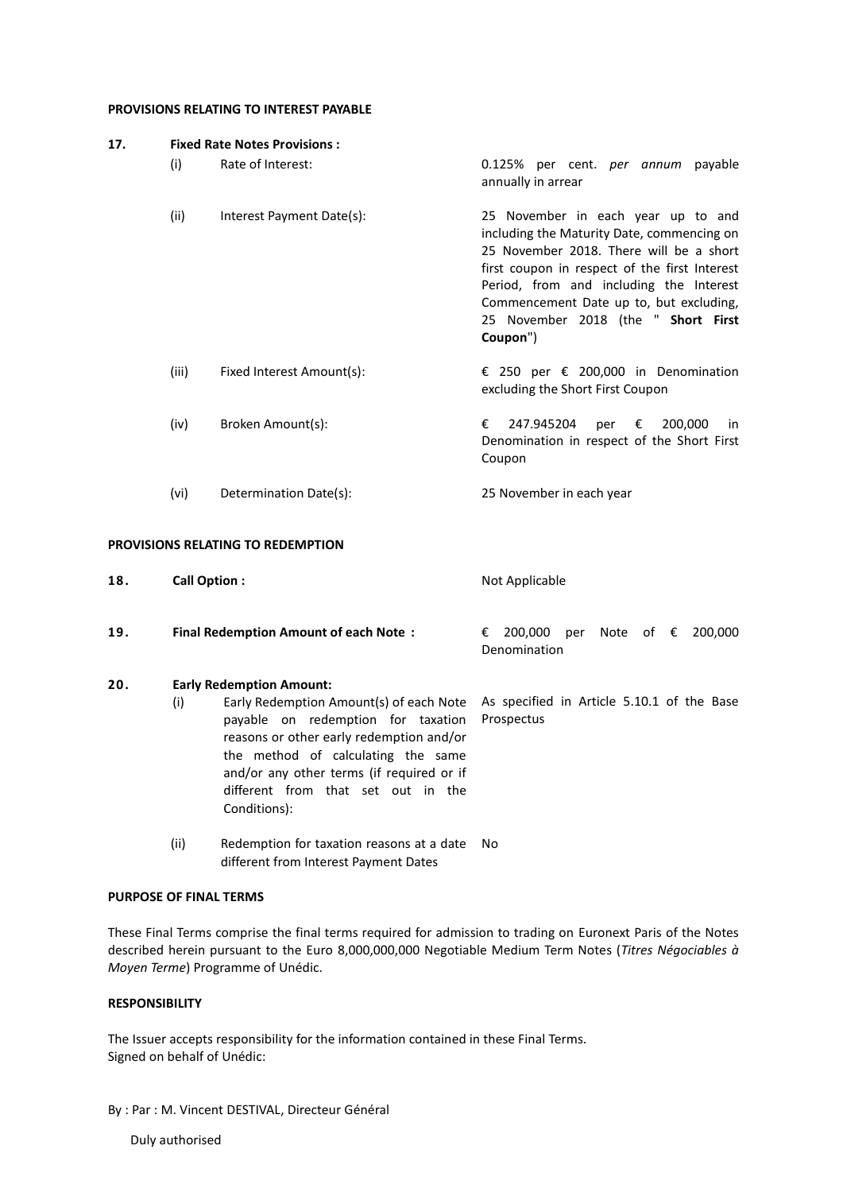**PROVISIONS RELATING TO INTEREST PAYABLE**

| | | |
|---|---|---|
| **17.** | **Fixed Rate Notes Provisions :** | |
| | (i) Rate of Interest: | 0.125% per cent. *per annum* payable annually in arrear |
| | (ii) Interest Payment Date(s): | 25 November in each year up to and including the Maturity Date, commencing on 25 November 2018. There will be a short first coupon in respect of the first Interest Period, from and including the Interest Commencement Date up to, but excluding, 25 November 2018 (the " **Short First Coupon**") |
| | (iii) Fixed Interest Amount(s): | € 250 per € 200,000 in Denomination excluding the Short First Coupon |
| | (iv) Broken Amount(s): | € 247.945204 per € 200,000 in Denomination in respect of the Short First Coupon |
| | (vi) Determination Date(s): | 25 November in each year |

**PROVISIONS RELATING TO REDEMPTION**

| | | |
|---|---|---|
| **18.** | **Call Option :** | Not Applicable |
| **19.** | **Final Redemption Amount of each Note :** | € 200,000 per Note of € 200,000 Denomination |
| **20.** | **Early Redemption Amount:** | |
| | (i) Early Redemption Amount(s) of each Note payable on redemption for taxation reasons or other early redemption and/or the method of calculating the same and/or any other terms (if required or if different from that set out in the Conditions): | As specified in Article 5.10.1 of the Base Prospectus |
| | (ii) Redemption for taxation reasons at a date different from Interest Payment Dates | No |

**PURPOSE OF FINAL TERMS**

These Final Terms comprise the final terms required for admission to trading on Euronext Paris of the Notes described herein pursuant to the Euro 8,000,000,000 Negotiable Medium Term Notes (*Titres Négociables à Moyen Terme*) Programme of Unédic.

**RESPONSIBILITY**

The Issuer accepts responsibility for the information contained in these Final Terms.
Signed on behalf of Unédic:

By : Par : M. Vincent DESTIVAL, Directeur Général

Duly authorised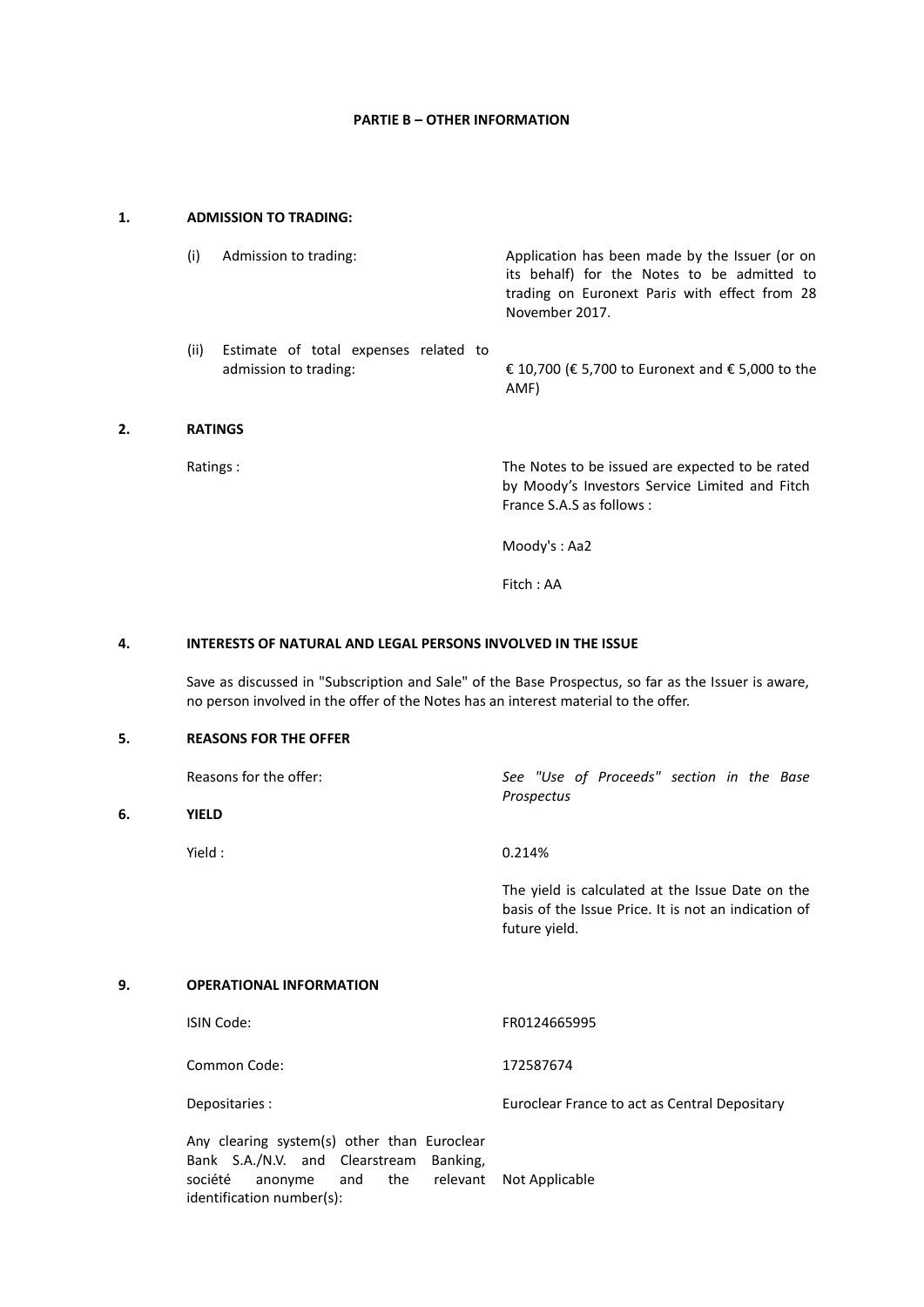**PARTIE B – OTHER INFORMATION**

**1. ADMISSION TO TRADING:**

| | |
|---|---|
| (i) Admission to trading: | Application has been made by the Issuer (or on its behalf) for the Notes to be admitted to trading on Euronext Paris with effect from 28 November 2017. |
| (ii) Estimate of total expenses related to admission to trading: | € 10,700 (€ 5,700 to Euronext and € 5,000 to the AMF) |

**2. RATINGS**

| | |
|---|---|
| Ratings : | The Notes to be issued are expected to be rated by Moody's Investors Service Limited and Fitch France S.A.S as follows :<br><br>Moody's : Aa2<br><br>Fitch : AA |

**4. INTERESTS OF NATURAL AND LEGAL PERSONS INVOLVED IN THE ISSUE**

Save as discussed in "Subscription and Sale" of the Base Prospectus, so far as the Issuer is aware, no person involved in the offer of the Notes has an interest material to the offer.

**5. REASONS FOR THE OFFER**

| | |
|---|---|
| Reasons for the offer: | *See "Use of Proceeds" section in the Base Prospectus* |

**6. YIELD**

| | |
|---|---|
| Yield : | 0.214%<br><br>The yield is calculated at the Issue Date on the basis of the Issue Price. It is not an indication of future yield. |

**9. OPERATIONAL INFORMATION**

| | |
|---|---|
| ISIN Code: | FR0124665995 |
| Common Code: | 172587674 |
| Depositaries : | Euroclear France to act as Central Depositary |
| Any clearing system(s) other than Euroclear Bank S.A./N.V. and Clearstream Banking, société anonyme and the relevant identification number(s): | Not Applicable |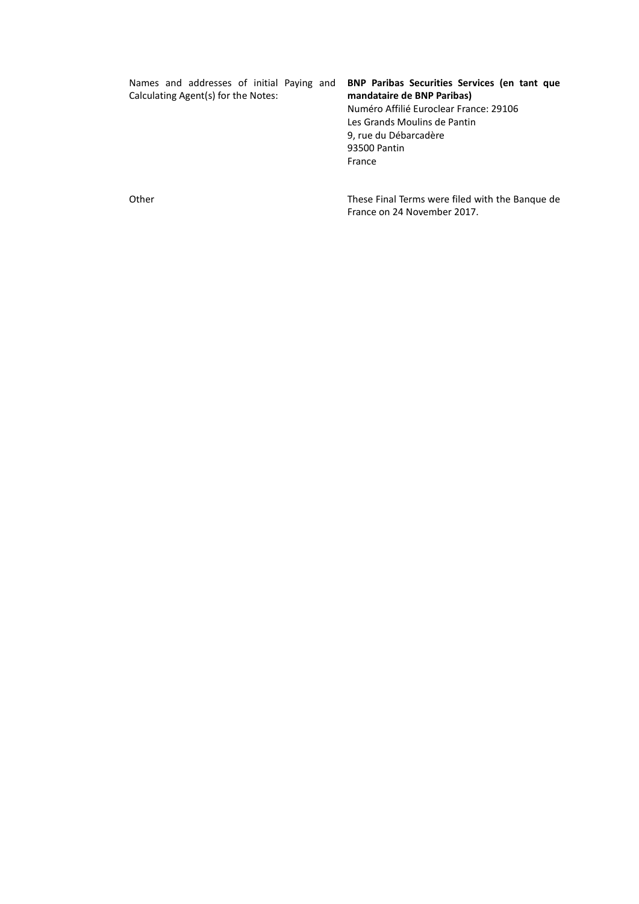| | |
|---|---|
| Names and addresses of initial Paying and Calculating Agent(s) for the Notes: | **BNP Paribas Securities Services (en tant que mandataire de BNP Paribas)**<br>Numéro Affilié Euroclear France: 29106<br>Les Grands Moulins de Pantin<br>9, rue du Débarcadère<br>93500 Pantin<br>France |
| Other | These Final Terms were filed with the Banque de France on 24 November 2017. |